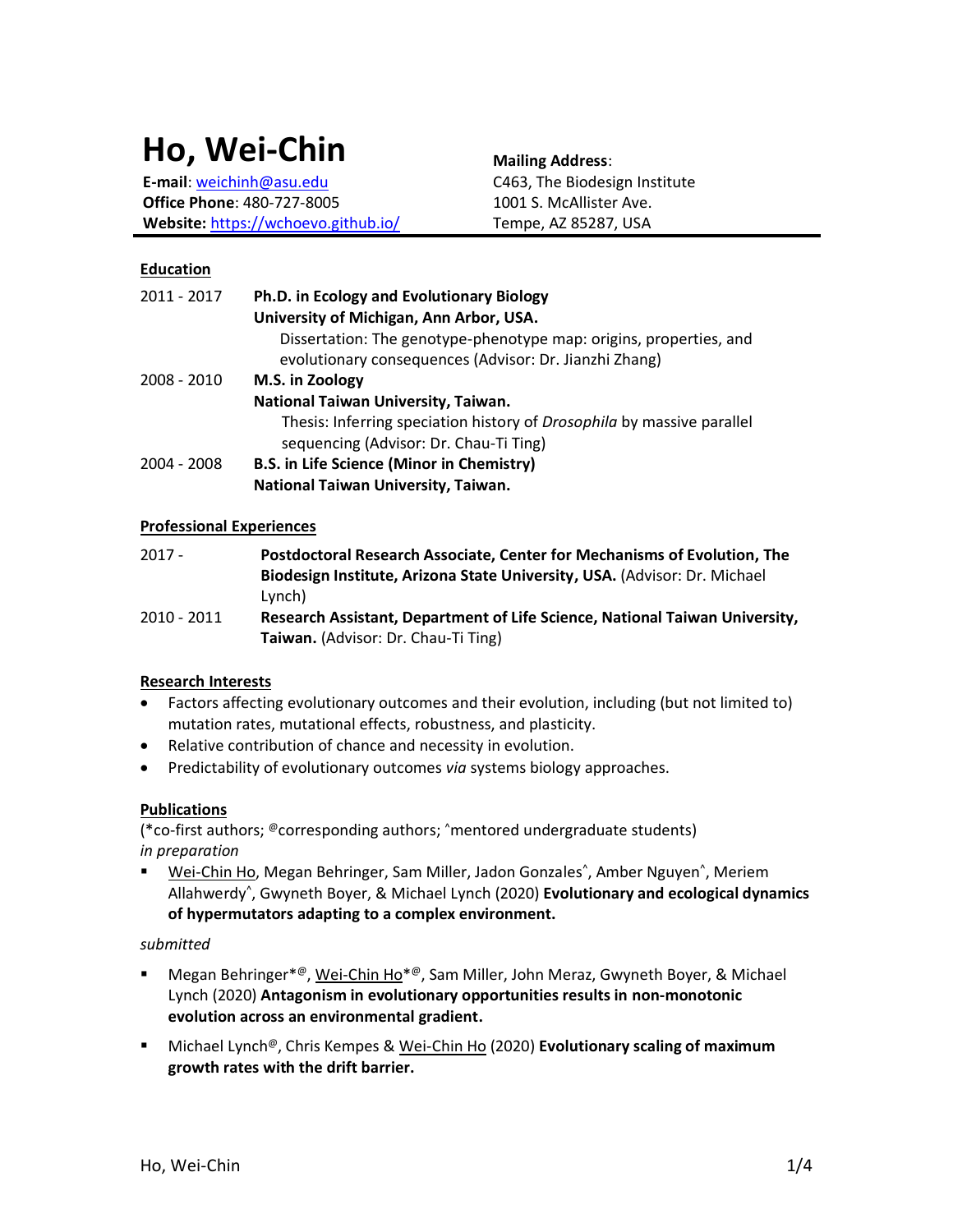# Ho, Wei-Chin

**E-mail**: weichinh@asu.edu
**Office Phone**: 480-727-8005
**Website:** https://wchoevo.github.io/

**Mailing Address**:
C463, The Biodesign Institute
1001 S. McAllister Ave.
Tempe, AZ 85287, USA

## Education

2011 - 2017 **Ph.D. in Ecology and Evolutionary Biology**
**University of Michigan, Ann Arbor, USA.**
Dissertation: The genotype-phenotype map: origins, properties, and evolutionary consequences (Advisor: Dr. Jianzhi Zhang)

2008 - 2010 **M.S. in Zoology**
**National Taiwan University, Taiwan.**
Thesis: Inferring speciation history of *Drosophila* by massive parallel sequencing (Advisor: Dr. Chau-Ti Ting)

2004 - 2008 **B.S. in Life Science (Minor in Chemistry)**
**National Taiwan University, Taiwan.**

## Professional Experiences

2017 - **Postdoctoral Research Associate, Center for Mechanisms of Evolution, The Biodesign Institute, Arizona State University, USA.** (Advisor: Dr. Michael Lynch)

2010 - 2011 **Research Assistant, Department of Life Science, National Taiwan University, Taiwan.** (Advisor: Dr. Chau-Ti Ting)

## Research Interests

- Factors affecting evolutionary outcomes and their evolution, including (but not limited to) mutation rates, mutational effects, robustness, and plasticity.
- Relative contribution of chance and necessity in evolution.
- Predictability of evolutionary outcomes *via* systems biology approaches.

## Publications

(*co-first authors; @corresponding authors; ^mentored undergraduate students)

*in preparation*

- Wei-Chin Ho, Megan Behringer, Sam Miller, Jadon Gonzales^, Amber Nguyen^, Meriem Allahwerdy^, Gwyneth Boyer, & Michael Lynch (2020) **Evolutionary and ecological dynamics of hypermutators adapting to a complex environment.**

*submitted*

- Megan Behringer*@, Wei-Chin Ho*@, Sam Miller, John Meraz, Gwyneth Boyer, & Michael Lynch (2020) **Antagonism in evolutionary opportunities results in non-monotonic evolution across an environmental gradient.**
- Michael Lynch@, Chris Kempes & Wei-Chin Ho (2020) **Evolutionary scaling of maximum growth rates with the drift barrier.**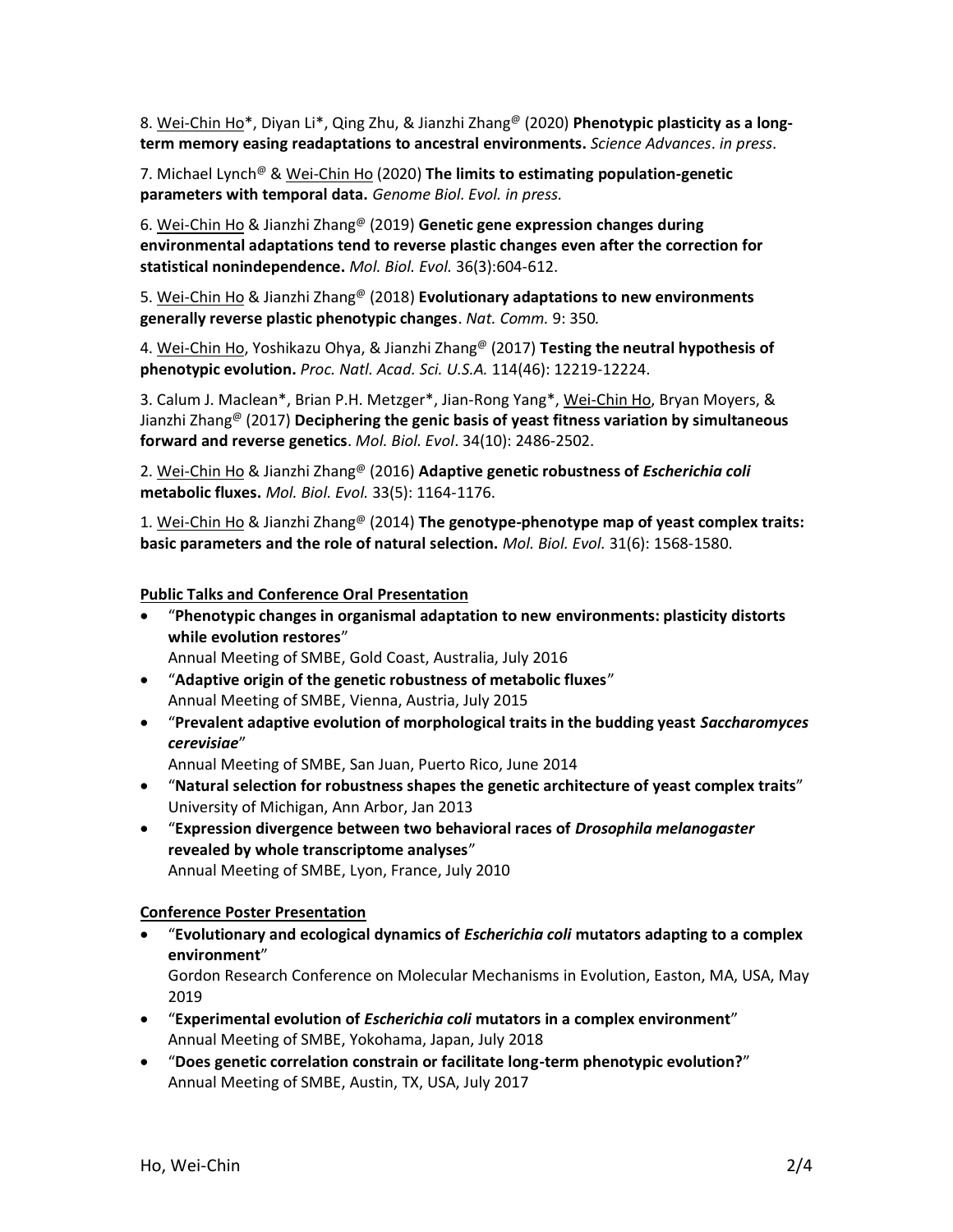8. Wei-Chin Ho*, Diyan Li*, Qing Zhu, & Jianzhi Zhang@ (2020) **Phenotypic plasticity as a long-term memory easing readaptations to ancestral environments.** *Science Advances*. *in press*.

7. Michael Lynch@ & Wei-Chin Ho (2020) **The limits to estimating population-genetic parameters with temporal data.** *Genome Biol. Evol. in press.*

6. Wei-Chin Ho & Jianzhi Zhang@ (2019) **Genetic gene expression changes during environmental adaptations tend to reverse plastic changes even after the correction for statistical nonindependence.** *Mol. Biol. Evol.* 36(3):604-612.

5. Wei-Chin Ho & Jianzhi Zhang@ (2018) **Evolutionary adaptations to new environments generally reverse plastic phenotypic changes**. *Nat. Comm.* 9: 350*.*

4. Wei-Chin Ho, Yoshikazu Ohya, & Jianzhi Zhang@ (2017) **Testing the neutral hypothesis of phenotypic evolution.** *Proc. Natl. Acad. Sci. U.S.A.* 114(46): 12219-12224.

3. Calum J. Maclean*, Brian P.H. Metzger*, Jian-Rong Yang*, Wei-Chin Ho, Bryan Moyers, & Jianzhi Zhang@ (2017) **Deciphering the genic basis of yeast fitness variation by simultaneous forward and reverse genetics**. *Mol. Biol. Evol*. 34(10): 2486-2502.

2. Wei-Chin Ho & Jianzhi Zhang@ (2016) **Adaptive genetic robustness of *Escherichia coli* metabolic fluxes.** *Mol. Biol. Evol.* 33(5): 1164-1176.

1. Wei-Chin Ho & Jianzhi Zhang@ (2014) **The genotype-phenotype map of yeast complex traits: basic parameters and the role of natural selection.** *Mol. Biol. Evol.* 31(6): 1568-1580.

**Public Talks and Conference Oral Presentation**

- "**Phenotypic changes in organismal adaptation to new environments: plasticity distorts while evolution restores**"
  Annual Meeting of SMBE, Gold Coast, Australia, July 2016
- "**Adaptive origin of the genetic robustness of metabolic fluxes**"
  Annual Meeting of SMBE, Vienna, Austria, July 2015
- "**Prevalent adaptive evolution of morphological traits in the budding yeast *Saccharomyces cerevisiae***"
  Annual Meeting of SMBE, San Juan, Puerto Rico, June 2014
- "**Natural selection for robustness shapes the genetic architecture of yeast complex traits**"
  University of Michigan, Ann Arbor, Jan 2013
- "**Expression divergence between two behavioral races of *Drosophila melanogaster* revealed by whole transcriptome analyses**"
  Annual Meeting of SMBE, Lyon, France, July 2010

**Conference Poster Presentation**

- "**Evolutionary and ecological dynamics of *Escherichia coli* mutators adapting to a complex environment**"
  Gordon Research Conference on Molecular Mechanisms in Evolution, Easton, MA, USA, May 2019
- "**Experimental evolution of *Escherichia coli* mutators in a complex environment**"
  Annual Meeting of SMBE, Yokohama, Japan, July 2018
- "**Does genetic correlation constrain or facilitate long-term phenotypic evolution?**"
  Annual Meeting of SMBE, Austin, TX, USA, July 2017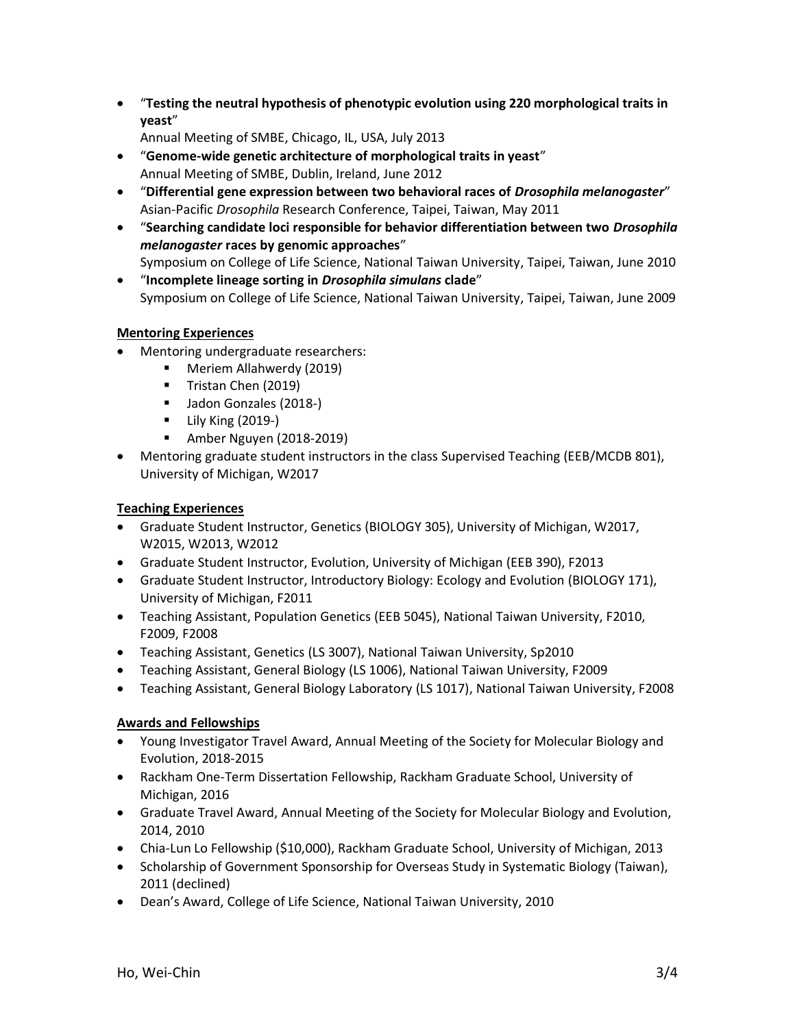- "**Testing the neutral hypothesis of phenotypic evolution using 220 morphological traits in yeast**"  
  Annual Meeting of SMBE, Chicago, IL, USA, July 2013
- "**Genome-wide genetic architecture of morphological traits in yeast**"  
  Annual Meeting of SMBE, Dublin, Ireland, June 2012
- "**Differential gene expression between two behavioral races of *Drosophila melanogaster***"  
  Asian-Pacific *Drosophila* Research Conference, Taipei, Taiwan, May 2011
- "**Searching candidate loci responsible for behavior differentiation between two *Drosophila melanogaster* races by genomic approaches**"  
  Symposium on College of Life Science, National Taiwan University, Taipei, Taiwan, June 2010
- "**Incomplete lineage sorting in *Drosophila simulans* clade**"  
  Symposium on College of Life Science, National Taiwan University, Taipei, Taiwan, June 2009

## Mentoring Experiences

- Mentoring undergraduate researchers:
  - Meriem Allahwerdy (2019)
  - Tristan Chen (2019)
  - Jadon Gonzales (2018-)
  - Lily King (2019-)
  - Amber Nguyen (2018-2019)
- Mentoring graduate student instructors in the class Supervised Teaching (EEB/MCDB 801), University of Michigan, W2017

## Teaching Experiences

- Graduate Student Instructor, Genetics (BIOLOGY 305), University of Michigan, W2017, W2015, W2013, W2012
- Graduate Student Instructor, Evolution, University of Michigan (EEB 390), F2013
- Graduate Student Instructor, Introductory Biology: Ecology and Evolution (BIOLOGY 171), University of Michigan, F2011
- Teaching Assistant, Population Genetics (EEB 5045), National Taiwan University, F2010, F2009, F2008
- Teaching Assistant, Genetics (LS 3007), National Taiwan University, Sp2010
- Teaching Assistant, General Biology (LS 1006), National Taiwan University, F2009
- Teaching Assistant, General Biology Laboratory (LS 1017), National Taiwan University, F2008

## Awards and Fellowships

- Young Investigator Travel Award, Annual Meeting of the Society for Molecular Biology and Evolution, 2018-2015
- Rackham One-Term Dissertation Fellowship, Rackham Graduate School, University of Michigan, 2016
- Graduate Travel Award, Annual Meeting of the Society for Molecular Biology and Evolution, 2014, 2010
- Chia-Lun Lo Fellowship ($10,000), Rackham Graduate School, University of Michigan, 2013
- Scholarship of Government Sponsorship for Overseas Study in Systematic Biology (Taiwan), 2011 (declined)
- Dean's Award, College of Life Science, National Taiwan University, 2010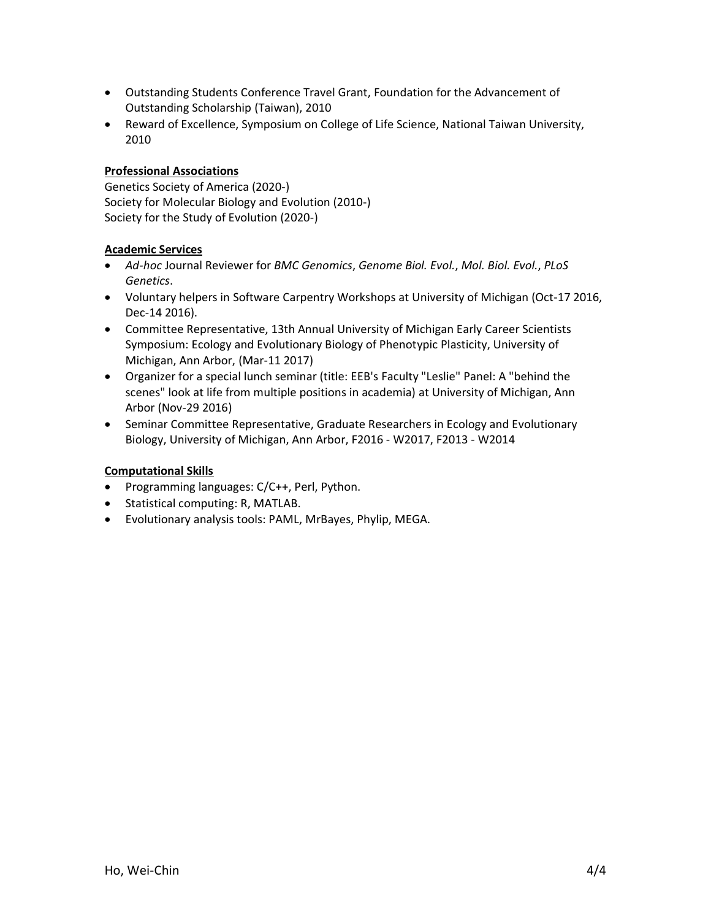- Outstanding Students Conference Travel Grant, Foundation for the Advancement of Outstanding Scholarship (Taiwan), 2010
- Reward of Excellence, Symposium on College of Life Science, National Taiwan University, 2010

**Professional Associations**

Genetics Society of America (2020-)
Society for Molecular Biology and Evolution (2010-)
Society for the Study of Evolution (2020-)

**Academic Services**

- *Ad-hoc* Journal Reviewer for *BMC Genomics*, *Genome Biol. Evol.*, *Mol. Biol. Evol.*, *PLoS Genetics*.
- Voluntary helpers in Software Carpentry Workshops at University of Michigan (Oct-17 2016, Dec-14 2016).
- Committee Representative, 13th Annual University of Michigan Early Career Scientists Symposium: Ecology and Evolutionary Biology of Phenotypic Plasticity, University of Michigan, Ann Arbor, (Mar-11 2017)
- Organizer for a special lunch seminar (title: EEB's Faculty "Leslie" Panel: A "behind the scenes" look at life from multiple positions in academia) at University of Michigan, Ann Arbor (Nov-29 2016)
- Seminar Committee Representative, Graduate Researchers in Ecology and Evolutionary Biology, University of Michigan, Ann Arbor, F2016 - W2017, F2013 - W2014

**Computational Skills**

- Programming languages: C/C++, Perl, Python.
- Statistical computing: R, MATLAB.
- Evolutionary analysis tools: PAML, MrBayes, Phylip, MEGA.